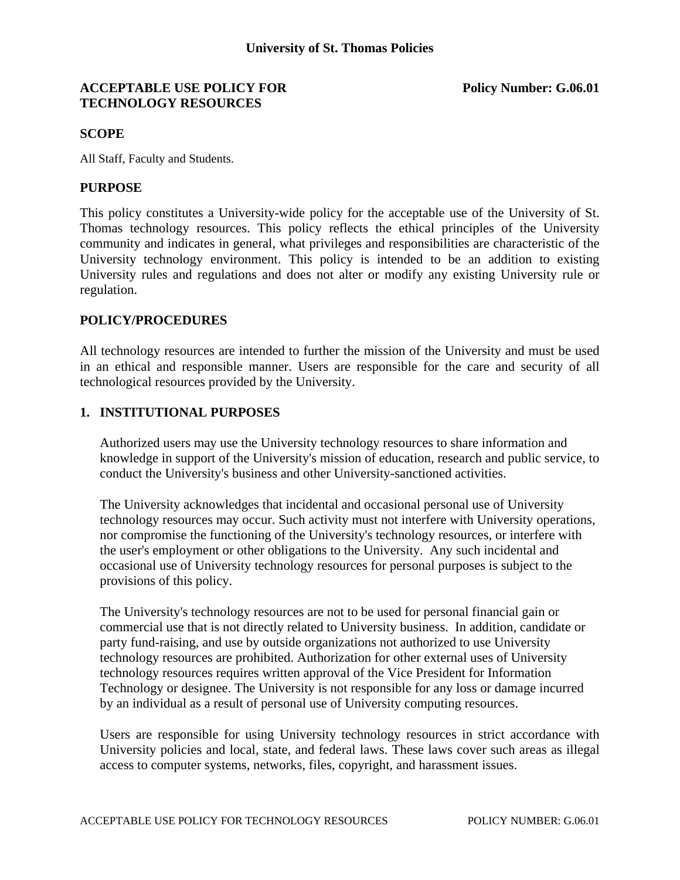# University of St. Thomas Policies

## ACCEPTABLE USE POLICY FOR TECHNOLOGY RESOURCES

**Policy Number: G.06.01**

## SCOPE

All Staff, Faculty and Students.

## PURPOSE

This policy constitutes a University-wide policy for the acceptable use of the University of St. Thomas technology resources. This policy reflects the ethical principles of the University community and indicates in general, what privileges and responsibilities are characteristic of the University technology environment. This policy is intended to be an addition to existing University rules and regulations and does not alter or modify any existing University rule or regulation.

## POLICY/PROCEDURES

All technology resources are intended to further the mission of the University and must be used in an ethical and responsible manner. Users are responsible for the care and security of all technological resources provided by the University.

### 1. INSTITUTIONAL PURPOSES

Authorized users may use the University technology resources to share information and knowledge in support of the University's mission of education, research and public service, to conduct the University's business and other University-sanctioned activities.

The University acknowledges that incidental and occasional personal use of University technology resources may occur. Such activity must not interfere with University operations, nor compromise the functioning of the University's technology resources, or interfere with the user's employment or other obligations to the University. Any such incidental and occasional use of University technology resources for personal purposes is subject to the provisions of this policy.

The University's technology resources are not to be used for personal financial gain or commercial use that is not directly related to University business. In addition, candidate or party fund-raising, and use by outside organizations not authorized to use University technology resources are prohibited. Authorization for other external uses of University technology resources requires written approval of the Vice President for Information Technology or designee. The University is not responsible for any loss or damage incurred by an individual as a result of personal use of University computing resources.

Users are responsible for using University technology resources in strict accordance with University policies and local, state, and federal laws. These laws cover such areas as illegal access to computer systems, networks, files, copyright, and harassment issues.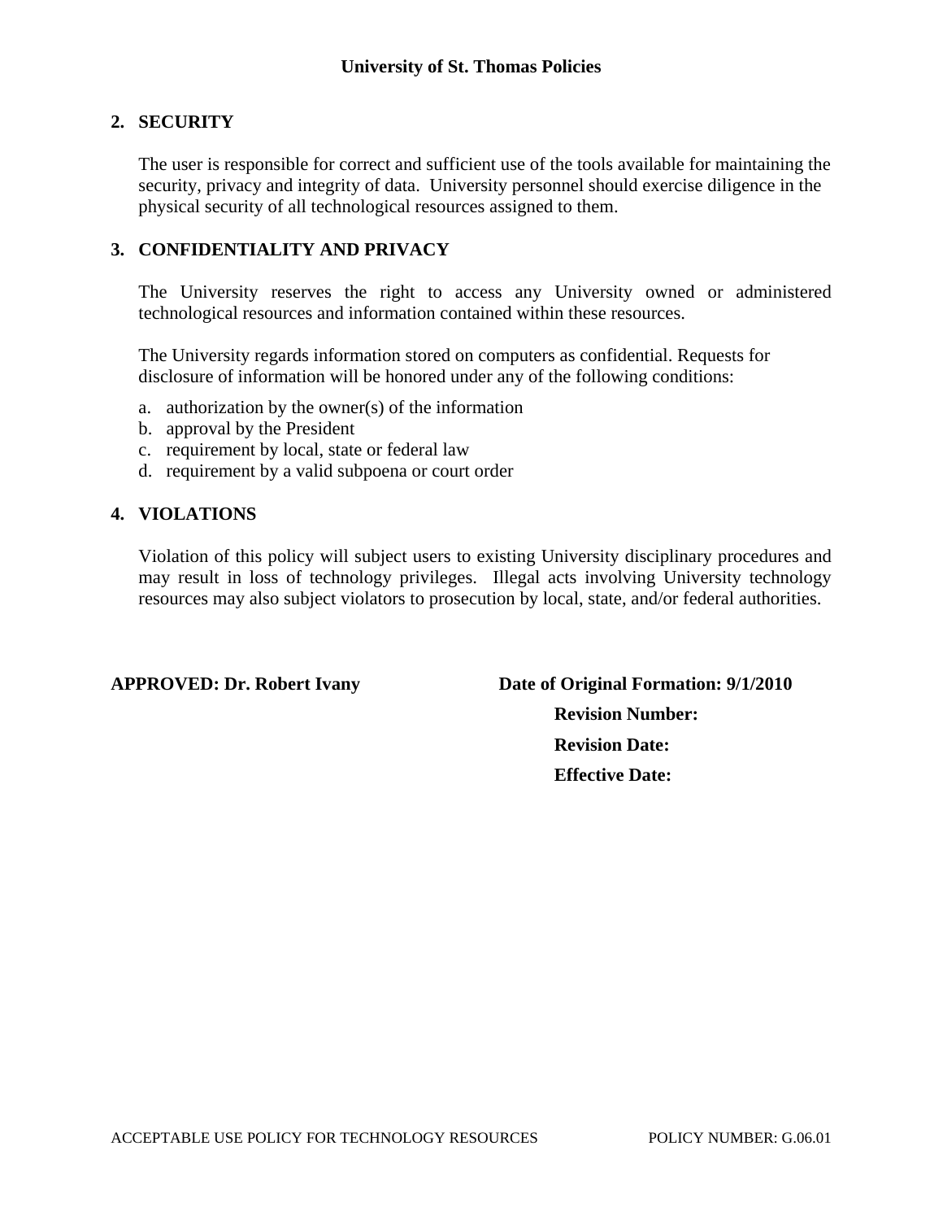## 2. SECURITY

The user is responsible for correct and sufficient use of the tools available for maintaining the security, privacy and integrity of data. University personnel should exercise diligence in the physical security of all technological resources assigned to them.

## 3. CONFIDENTIALITY AND PRIVACY

The University reserves the right to access any University owned or administered technological resources and information contained within these resources.

The University regards information stored on computers as confidential. Requests for disclosure of information will be honored under any of the following conditions:

a. authorization by the owner(s) of the information
b. approval by the President
c. requirement by local, state or federal law
d. requirement by a valid subpoena or court order

## 4. VIOLATIONS

Violation of this policy will subject users to existing University disciplinary procedures and may result in loss of technology privileges. Illegal acts involving University technology resources may also subject violators to prosecution by local, state, and/or federal authorities.

**APPROVED: Dr. Robert Ivany**

**Date of Original Formation: 9/1/2010**

**Revision Number:**

**Revision Date:**

**Effective Date:**